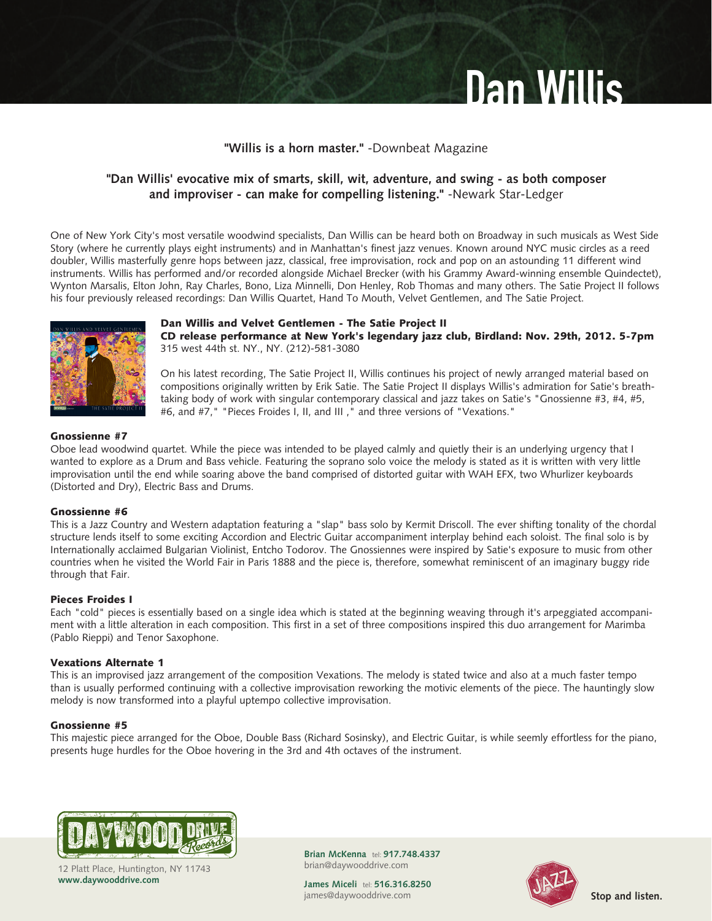# Dan Willis

**"Willis is a horn master."** -Downbeat Magazine

**"Dan Willis' evocative mix of smarts, skill, wit, adventure, and swing - as both composer and improviser - can make for compelling listening."** -Newark Star-Ledger

One of New York City's most versatile woodwind specialists, Dan Willis can be heard both on Broadway in such musicals as West Side Story (where he currently plays eight instruments) and in Manhattan's finest jazz venues. Known around NYC music circles as a reed doubler, Willis masterfully genre hops between jazz, classical, free improvisation, rock and pop on an astounding 11 different wind instruments. Willis has performed and/or recorded alongside Michael Brecker (with his Grammy Award-winning ensemble Quindectet), Wynton Marsalis, Elton John, Ray Charles, Bono, Liza Minnelli, Don Henley, Rob Thomas and many others. The Satie Project II follows his four previously released recordings: Dan Willis Quartet, Hand To Mouth, Velvet Gentlemen, and The Satie Project.

**Dan Willis and Velvet Gentlemen - The Satie Project II**
**CD release performance at New York's legendary jazz club, Birdland: Nov. 29th, 2012. 5-7pm**
315 west 44th st. NY., NY. (212)-581-3080

On his latest recording, The Satie Project II, Willis continues his project of newly arranged material based on compositions originally written by Erik Satie. The Satie Project II displays Willis's admiration for Satie's breath-taking body of work with singular contemporary classical and jazz takes on Satie's "Gnossienne #3, #4, #5, #6, and #7," "Pieces Froides I, II, and III ," and three versions of "Vexations."

### Gnossienne #7

Oboe lead woodwind quartet. While the piece was intended to be played calmly and quietly their is an underlying urgency that I wanted to explore as a Drum and Bass vehicle. Featuring the soprano solo voice the melody is stated as it is written with very little improvisation until the end while soaring above the band comprised of distorted guitar with WAH EFX, two Whurlizer keyboards (Distorted and Dry), Electric Bass and Drums.

### Gnossienne #6

This is a Jazz Country and Western adaptation featuring a "slap" bass solo by Kermit Driscoll. The ever shifting tonality of the chordal structure lends itself to some exciting Accordion and Electric Guitar accompaniment interplay behind each soloist. The final solo is by Internationally acclaimed Bulgarian Violinist, Entcho Todorov. The Gnossiennes were inspired by Satie's exposure to music from other countries when he visited the World Fair in Paris 1888 and the piece is, therefore, somewhat reminiscent of an imaginary buggy ride through that Fair.

### Pieces Froides I

Each "cold" pieces is essentially based on a single idea which is stated at the beginning weaving through it's arpeggiated accompaniment with a little alteration in each composition. This first in a set of three compositions inspired this duo arrangement for Marimba (Pablo Rieppi) and Tenor Saxophone.

### Vexations Alternate 1

This is an improvised jazz arrangement of the composition Vexations. The melody is stated twice and also at a much faster tempo than is usually performed continuing with a collective improvisation reworking the motivic elements of the piece. The hauntingly slow melody is now transformed into a playful uptempo collective improvisation.

### Gnossienne #5

This majestic piece arranged for the Oboe, Double Bass (Richard Sosinsky), and Electric Guitar, is while seemly effortless for the piano, presents huge hurdles for the Oboe hovering in the 3rd and 4th octaves of the instrument.

12 Platt Place, Huntington, NY 11743
**www.daywooddrive.com**

**Brian McKenna** tel: **917.748.4337**
brian@daywooddrive.com

**James Miceli** tel: **516.316.8250**
james@daywooddrive.com

**Stop and listen.**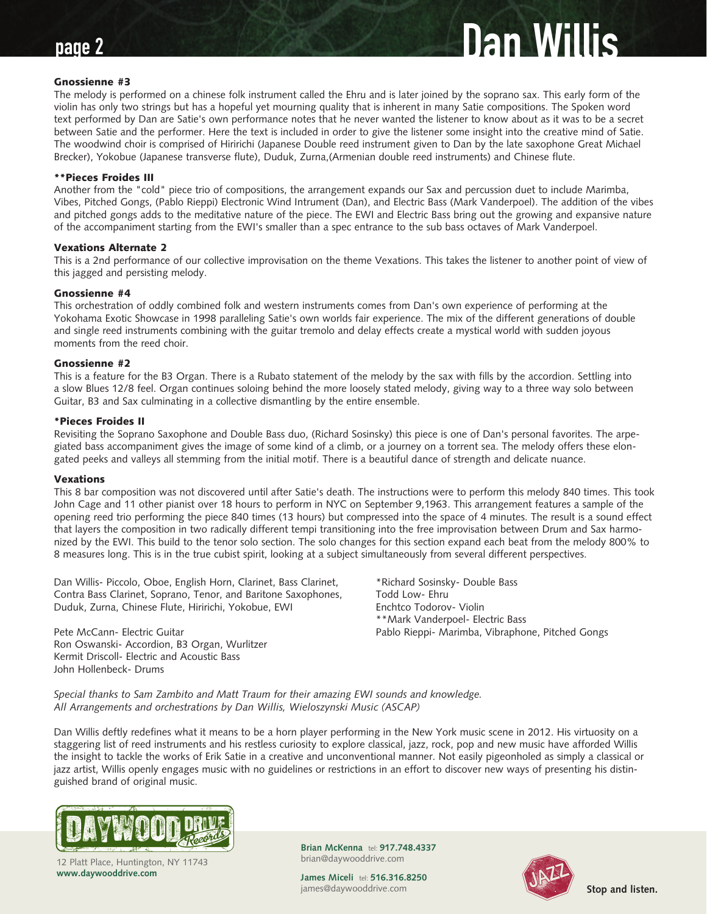#### Gnossienne #3

The melody is performed on a chinese folk instrument called the Ehru and is later joined by the soprano sax. This early form of the violin has only two strings but has a hopeful yet mourning quality that is inherent in many Satie compositions. The Spoken word text performed by Dan are Satie's own performance notes that he never wanted the listener to know about as it was to be a secret between Satie and the performer. Here the text is included in order to give the listener some insight into the creative mind of Satie. The woodwind choir is comprised of Hiririchi (Japanese Double reed instrument given to Dan by the late saxophone Great Michael Brecker), Yokobue (Japanese transverse flute), Duduk, Zurna,(Armenian double reed instruments) and Chinese flute.

#### **Pieces Froides III

Another from the "cold" piece trio of compositions, the arrangement expands our Sax and percussion duet to include Marimba, Vibes, Pitched Gongs, (Pablo Rieppi) Electronic Wind Intrument (Dan), and Electric Bass (Mark Vanderpoel). The addition of the vibes and pitched gongs adds to the meditative nature of the piece. The EWI and Electric Bass bring out the growing and expansive nature of the accompaniment starting from the EWI's smaller than a spec entrance to the sub bass octaves of Mark Vanderpoel.

#### Vexations Alternate 2

This is a 2nd performance of our collective improvisation on the theme Vexations. This takes the listener to another point of view of this jagged and persisting melody.

#### Gnossienne #4

This orchestration of oddly combined folk and western instruments comes from Dan's own experience of performing at the Yokohama Exotic Showcase in 1998 paralleling Satie's own worlds fair experience. The mix of the different generations of double and single reed instruments combining with the guitar tremolo and delay effects create a mystical world with sudden joyous moments from the reed choir.

#### Gnossienne #2

This is a feature for the B3 Organ. There is a Rubato statement of the melody by the sax with fills by the accordion. Settling into a slow Blues 12/8 feel. Organ continues soloing behind the more loosely stated melody, giving way to a three way solo between Guitar, B3 and Sax culminating in a collective dismantling by the entire ensemble.

#### *Pieces Froides II

Revisiting the Soprano Saxophone and Double Bass duo, (Richard Sosinsky) this piece is one of Dan's personal favorites. The arpegiated bass accompaniment gives the image of some kind of a climb, or a journey on a torrent sea. The melody offers these elongated peeks and valleys all stemming from the initial motif. There is a beautiful dance of strength and delicate nuance.

#### Vexations

This 8 bar composition was not discovered until after Satie's death. The instructions were to perform this melody 840 times. This took John Cage and 11 other pianist over 18 hours to perform in NYC on September 9,1963. This arrangement features a sample of the opening reed trio performing the piece 840 times (13 hours) but compressed into the space of 4 minutes. The result is a sound effect that layers the composition in two radically different tempi transitioning into the free improvisation between Drum and Sax harmonized by the EWI. This build to the tenor solo section. The solo changes for this section expand each beat from the melody 800% to 8 measures long. This is in the true cubist spirit, looking at a subject simultaneously from several different perspectives.

Dan Willis- Piccolo, Oboe, English Horn, Clarinet, Bass Clarinet, Contra Bass Clarinet, Soprano, Tenor, and Baritone Saxophones, Duduk, Zurna, Chinese Flute, Hiririchi, Yokobue, EWI

Pete McCann- Electric Guitar
Ron Oswanski- Accordion, B3 Organ, Wurlitzer
Kermit Driscoll- Electric and Acoustic Bass
John Hollenbeck- Drums

*Richard Sosinsky- Double Bass
Todd Low- Ehru
Enchtco Todorov- Violin
**Mark Vanderpoel- Electric Bass
Pablo Rieppi- Marimba, Vibraphone, Pitched Gongs

*Special thanks to Sam Zambito and Matt Traum for their amazing EWI sounds and knowledge.*
*All Arrangements and orchestrations by Dan Willis, Wieloszynski Music (ASCAP)*

Dan Willis deftly redefines what it means to be a horn player performing in the New York music scene in 2012. His virtuosity on a staggering list of reed instruments and his restless curiosity to explore classical, jazz, rock, pop and new music have afforded Willis the insight to tackle the works of Erik Satie in a creative and unconventional manner. Not easily pigeonholed as simply a classical or jazz artist, Willis openly engages music with no guidelines or restrictions in an effort to discover new ways of presenting his distinguished brand of original music.

DAYWOOD DRIVE Records
12 Platt Place, Huntington, NY 11743
**www.daywooddrive.com**

**Brian McKenna** tel: **917.748.4337**
brian@daywooddrive.com

**James Miceli** tel: **516.316.8250**
james@daywooddrive.com

JAZZ

**Stop and listen.**